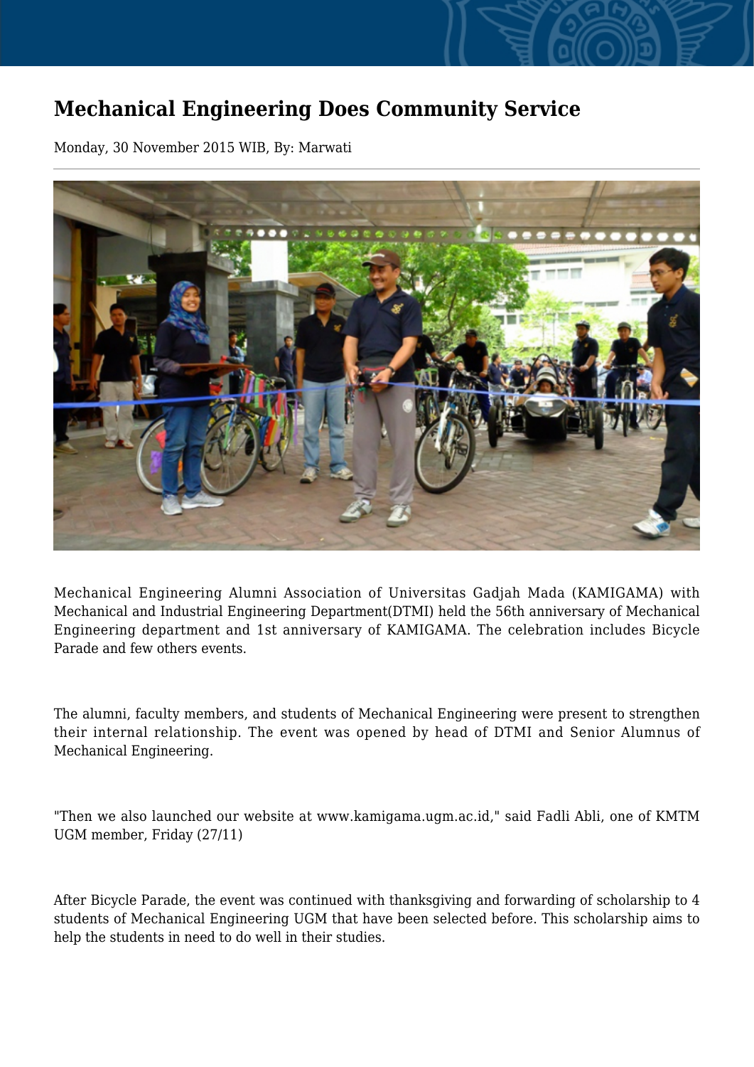# Mechanical Engineering Does Community Service

Monday, 30 November 2015 WIB, By: Marwati

---

Mechanical Engineering Alumni Association of Universitas Gadjah Mada (KAMIGAMA) with Mechanical and Industrial Engineering Department(DTMI) held the 56th anniversary of Mechanical Engineering department and 1st anniversary of KAMIGAMA. The celebration includes Bicycle Parade and few others events.

The alumni, faculty members, and students of Mechanical Engineering were present to strengthen their internal relationship. The event was opened by head of DTMI and Senior Alumnus of Mechanical Engineering.

"Then we also launched our website at www.kamigama.ugm.ac.id," said Fadli Abli, one of KMTM UGM member, Friday (27/11)

After Bicycle Parade, the event was continued with thanksgiving and forwarding of scholarship to 4 students of Mechanical Engineering UGM that have been selected before. This scholarship aims to help the students in need to do well in their studies.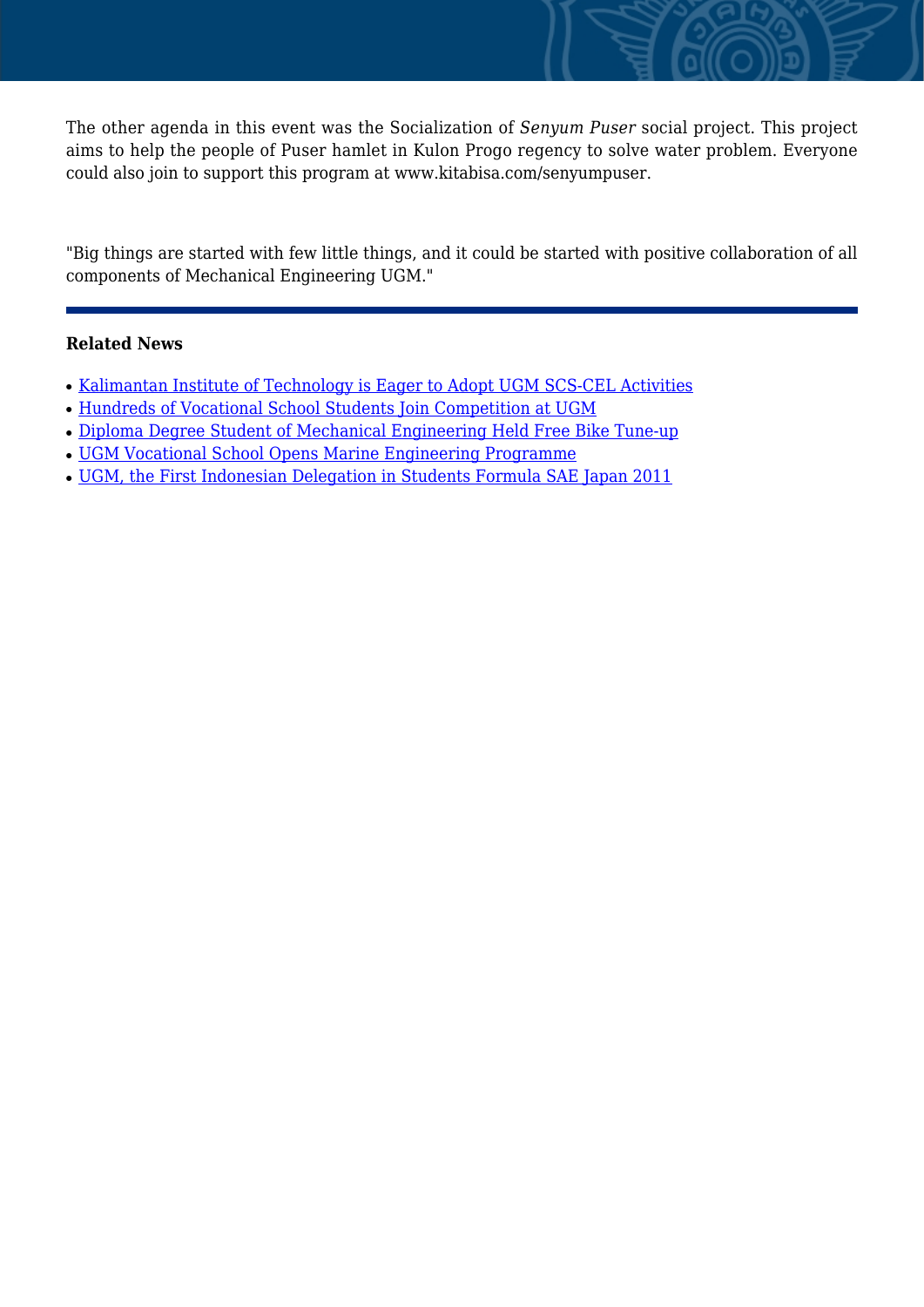The other agenda in this event was the Socialization of *Senyum Puser* social project. This project aims to help the people of Puser hamlet in Kulon Progo regency to solve water problem. Everyone could also join to support this program at www.kitabisa.com/senyumpuser.

"Big things are started with few little things, and it could be started with positive collaboration of all components of Mechanical Engineering UGM."

---

**Related News**

- Kalimantan Institute of Technology is Eager to Adopt UGM SCS-CEL Activities
- Hundreds of Vocational School Students Join Competition at UGM
- Diploma Degree Student of Mechanical Engineering Held Free Bike Tune-up
- UGM Vocational School Opens Marine Engineering Programme
- UGM, the First Indonesian Delegation in Students Formula SAE Japan 2011